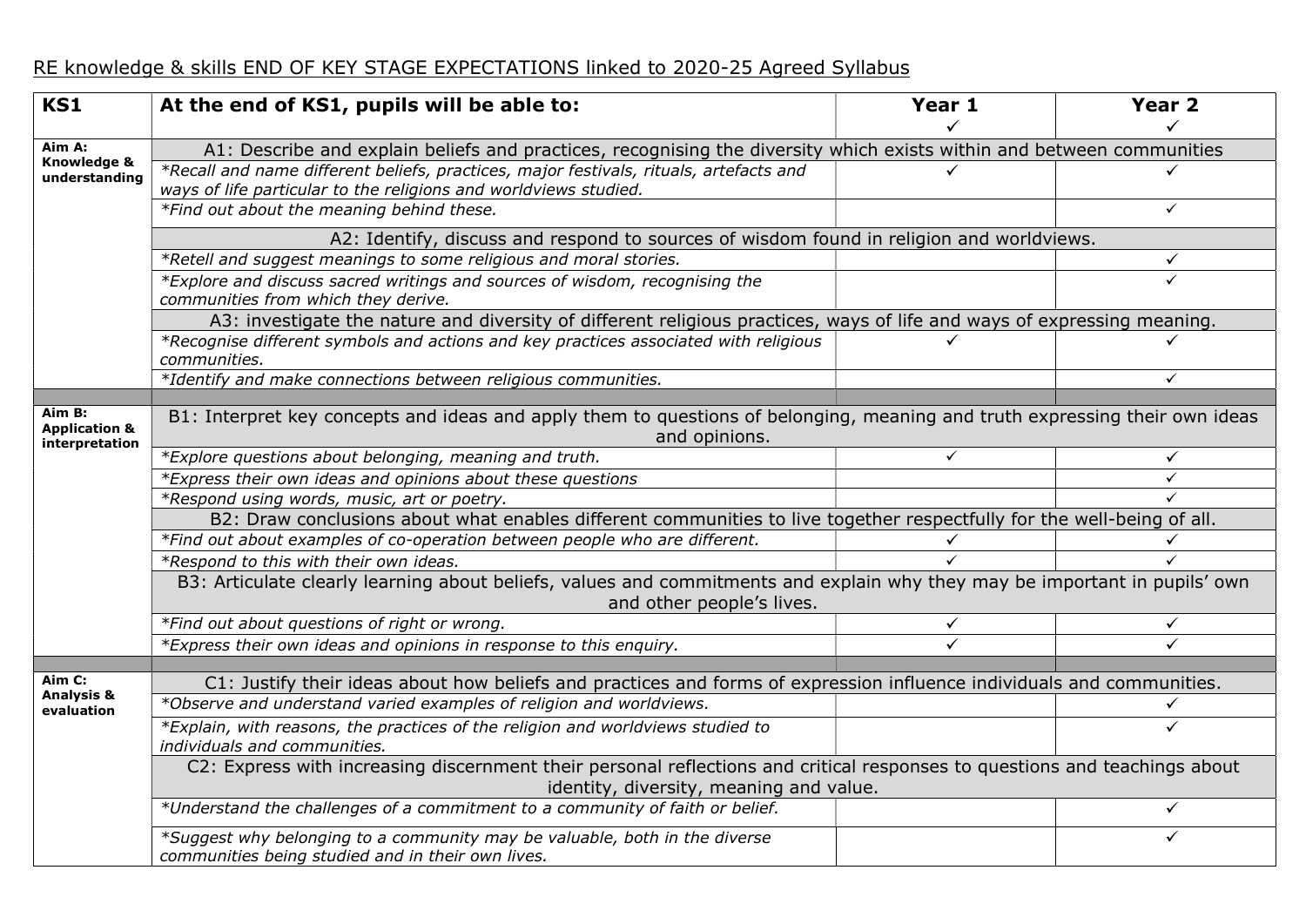RE knowledge & skills END OF KEY STAGE EXPECTATIONS linked to 2020-25 Agreed Syllabus

| KS1 | At the end of KS1, pupils will be able to: | Year 1 ✓ | Year 2 ✓ |
|---|---|---|---|
| **Aim A: Knowledge & understanding** | A1: Describe and explain beliefs and practices, recognising the diversity which exists within and between communities | | |
| | *\*Recall and name different beliefs, practices, major festivals, rituals, artefacts and ways of life particular to the religions and worldviews studied.* | ✓ | ✓ |
| | *\*Find out about the meaning behind these.* | | ✓ |
| | A2: Identify, discuss and respond to sources of wisdom found in religion and worldviews. | | |
| | *\*Retell and suggest meanings to some religious and moral stories.* | | ✓ |
| | *\*Explore and discuss sacred writings and sources of wisdom, recognising the communities from which they derive.* | | ✓ |
| | A3: investigate the nature and diversity of different religious practices, ways of life and ways of expressing meaning. | | |
| | *\*Recognise different symbols and actions and key practices associated with religious communities.* | ✓ | ✓ |
| | *\*Identify and make connections between religious communities.* | | ✓ |
| | | | |
| **Aim B: Application & interpretation** | B1: Interpret key concepts and ideas and apply them to questions of belonging, meaning and truth expressing their own ideas and opinions. | | |
| | *\*Explore questions about belonging, meaning and truth.* | ✓ | ✓ |
| | *\*Express their own ideas and opinions about these questions* | | ✓ |
| | *\*Respond using words, music, art or poetry.* | | ✓ |
| | B2: Draw conclusions about what enables different communities to live together respectfully for the well-being of all. | | |
| | *\*Find out about examples of co-operation between people who are different.* | ✓ | ✓ |
| | *\*Respond to this with their own ideas.* | ✓ | ✓ |
| | B3: Articulate clearly learning about beliefs, values and commitments and explain why they may be important in pupils' own and other people's lives. | | |
| | *\*Find out about questions of right or wrong.* | ✓ | ✓ |
| | *\*Express their own ideas and opinions in response to this enquiry.* | ✓ | ✓ |
| | | | |
| **Aim C: Analysis & evaluation** | C1: Justify their ideas about how beliefs and practices and forms of expression influence individuals and communities. | | |
| | *\*Observe and understand varied examples of religion and worldviews.* | | ✓ |
| | *\*Explain, with reasons, the practices of the religion and worldviews studied to individuals and communities.* | | ✓ |
| | C2: Express with increasing discernment their personal reflections and critical responses to questions and teachings about identity, diversity, meaning and value. | | |
| | *\*Understand the challenges of a commitment to a community of faith or belief.* | | ✓ |
| | *\*Suggest why belonging to a community may be valuable, both in the diverse communities being studied and in their own lives.* | | ✓ |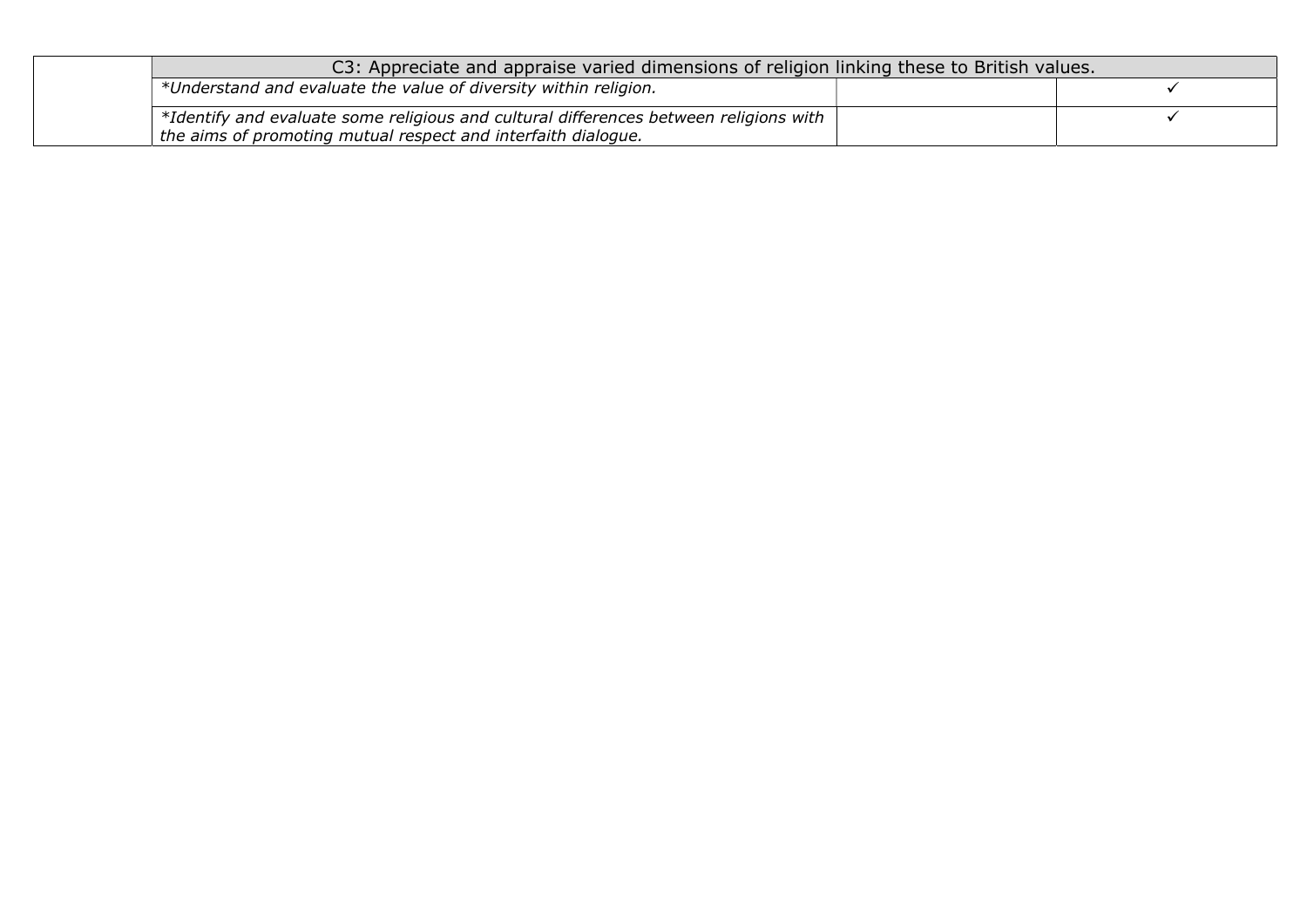| | C3: Appreciate and appraise varied dimensions of religion linking these to British values. | | |
|---|---|---|---|
| | *\*Understand and evaluate the value of diversity within religion.* | | ✓ |
| | *\*Identify and evaluate some religious and cultural differences between religions with the aims of promoting mutual respect and interfaith dialogue.* | | ✓ |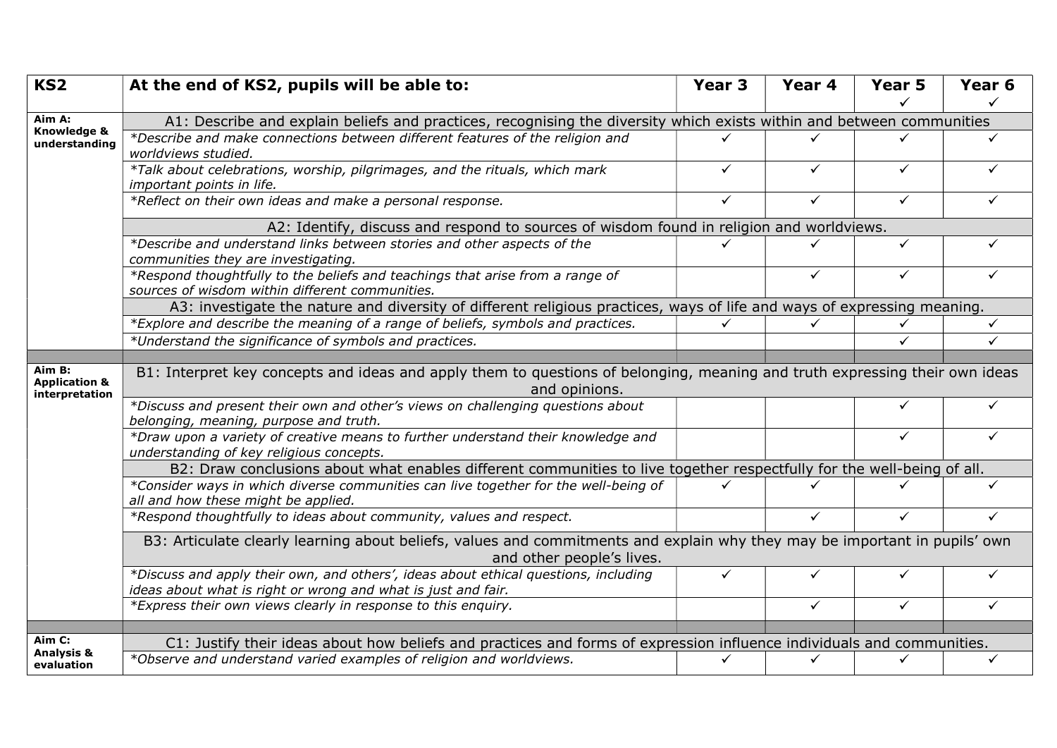| KS2 | At the end of KS2, pupils will be able to: | Year 3 | Year 4 | Year 5 ✓ | Year 6 ✓ |
|---|---|---|---|---|---|
| **Aim A: Knowledge & understanding** | A1: Describe and explain beliefs and practices, recognising the diversity which exists within and between communities | | | | |
| | *Describe and make connections between different features of the religion and worldviews studied.* | ✓ | ✓ | ✓ | ✓ |
| | *Talk about celebrations, worship, pilgrimages, and the rituals, which mark important points in life.* | ✓ | ✓ | ✓ | ✓ |
| | *Reflect on their own ideas and make a personal response.* | ✓ | ✓ | ✓ | ✓ |
| | A2: Identify, discuss and respond to sources of wisdom found in religion and worldviews. | | | | |
| | *Describe and understand links between stories and other aspects of the communities they are investigating.* | ✓ | ✓ | ✓ | ✓ |
| | *Respond thoughtfully to the beliefs and teachings that arise from a range of sources of wisdom within different communities.* | | ✓ | ✓ | ✓ |
| | A3: investigate the nature and diversity of different religious practices, ways of life and ways of expressing meaning. | | | | |
| | *Explore and describe the meaning of a range of beliefs, symbols and practices.* | ✓ | ✓ | ✓ | ✓ |
| | *Understand the significance of symbols and practices.* | | | ✓ | ✓ |
| | | | | | |
| **Aim B: Application & interpretation** | B1: Interpret key concepts and ideas and apply them to questions of belonging, meaning and truth expressing their own ideas and opinions. | | | | |
| | *Discuss and present their own and other's views on challenging questions about belonging, meaning, purpose and truth.* | | | ✓ | ✓ |
| | *Draw upon a variety of creative means to further understand their knowledge and understanding of key religious concepts.* | | | ✓ | ✓ |
| | B2: Draw conclusions about what enables different communities to live together respectfully for the well-being of all. | | | | |
| | *Consider ways in which diverse communities can live together for the well-being of all and how these might be applied.* | ✓ | ✓ | ✓ | ✓ |
| | *Respond thoughtfully to ideas about community, values and respect.* | | ✓ | ✓ | ✓ |
| | B3: Articulate clearly learning about beliefs, values and commitments and explain why they may be important in pupils' own and other people's lives. | | | | |
| | *Discuss and apply their own, and others', ideas about ethical questions, including ideas about what is right or wrong and what is just and fair.* | ✓ | ✓ | ✓ | ✓ |
| | *Express their own views clearly in response to this enquiry.* | | ✓ | ✓ | ✓ |
| | | | | | |
| **Aim C: Analysis & evaluation** | C1: Justify their ideas about how beliefs and practices and forms of expression influence individuals and communities. | | | | |
| | *Observe and understand varied examples of religion and worldviews.* | ✓ | ✓ | ✓ | ✓ |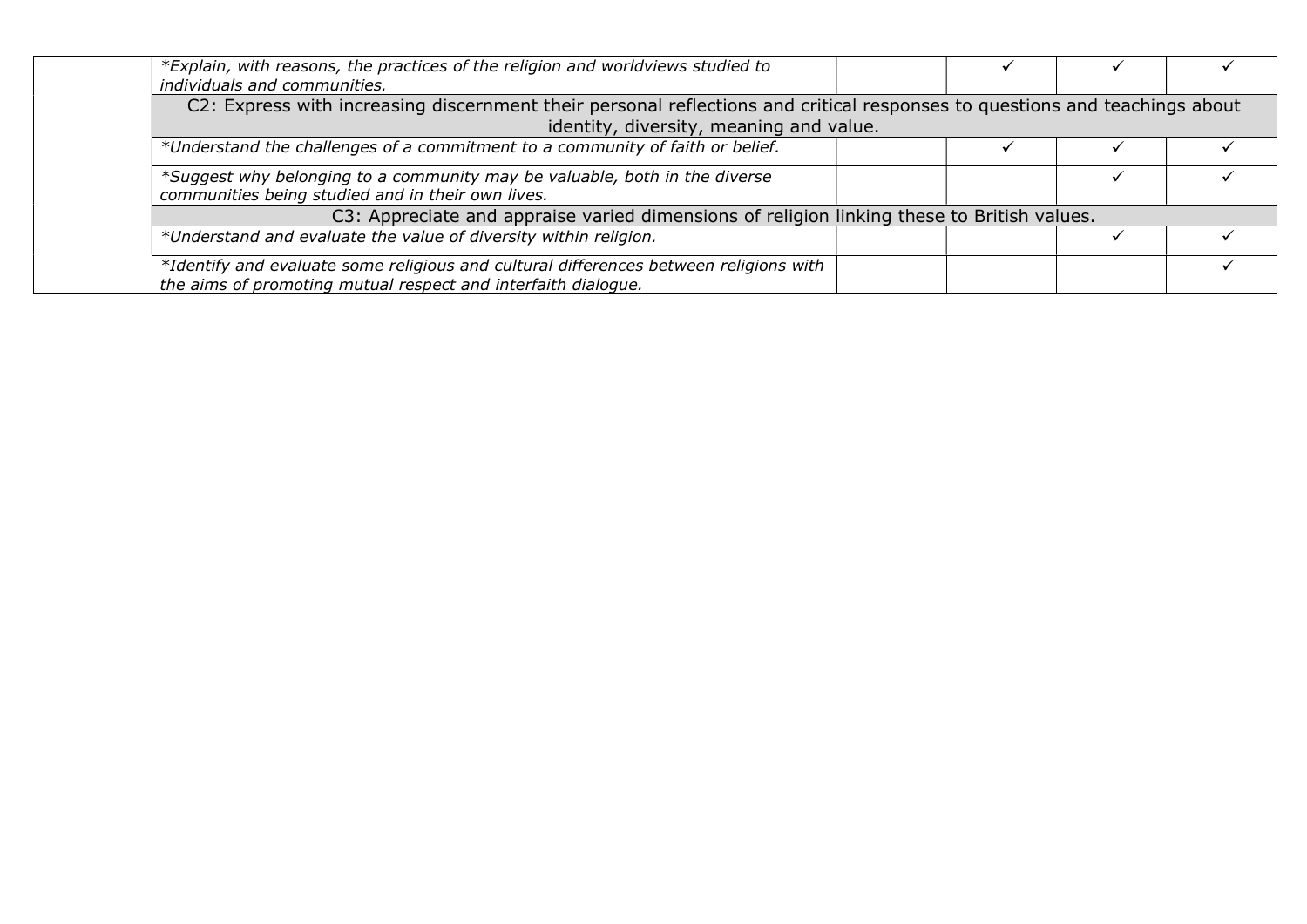| | | | | | |
|---|---|---|---|---|---|
| | *Explain, with reasons, the practices of the religion and worldviews studied to individuals and communities.* | | ✓ | ✓ | ✓ |
| | C2: Express with increasing discernment their personal reflections and critical responses to questions and teachings about identity, diversity, meaning and value. | | | | |
| | *Understand the challenges of a commitment to a community of faith or belief.* | | ✓ | ✓ | ✓ |
| | *Suggest why belonging to a community may be valuable, both in the diverse communities being studied and in their own lives.* | | | ✓ | ✓ |
| | C3: Appreciate and appraise varied dimensions of religion linking these to British values. | | | | |
| | *Understand and evaluate the value of diversity within religion.* | | | ✓ | ✓ |
| | *Identify and evaluate some religious and cultural differences between religions with the aims of promoting mutual respect and interfaith dialogue.* | | | | ✓ |